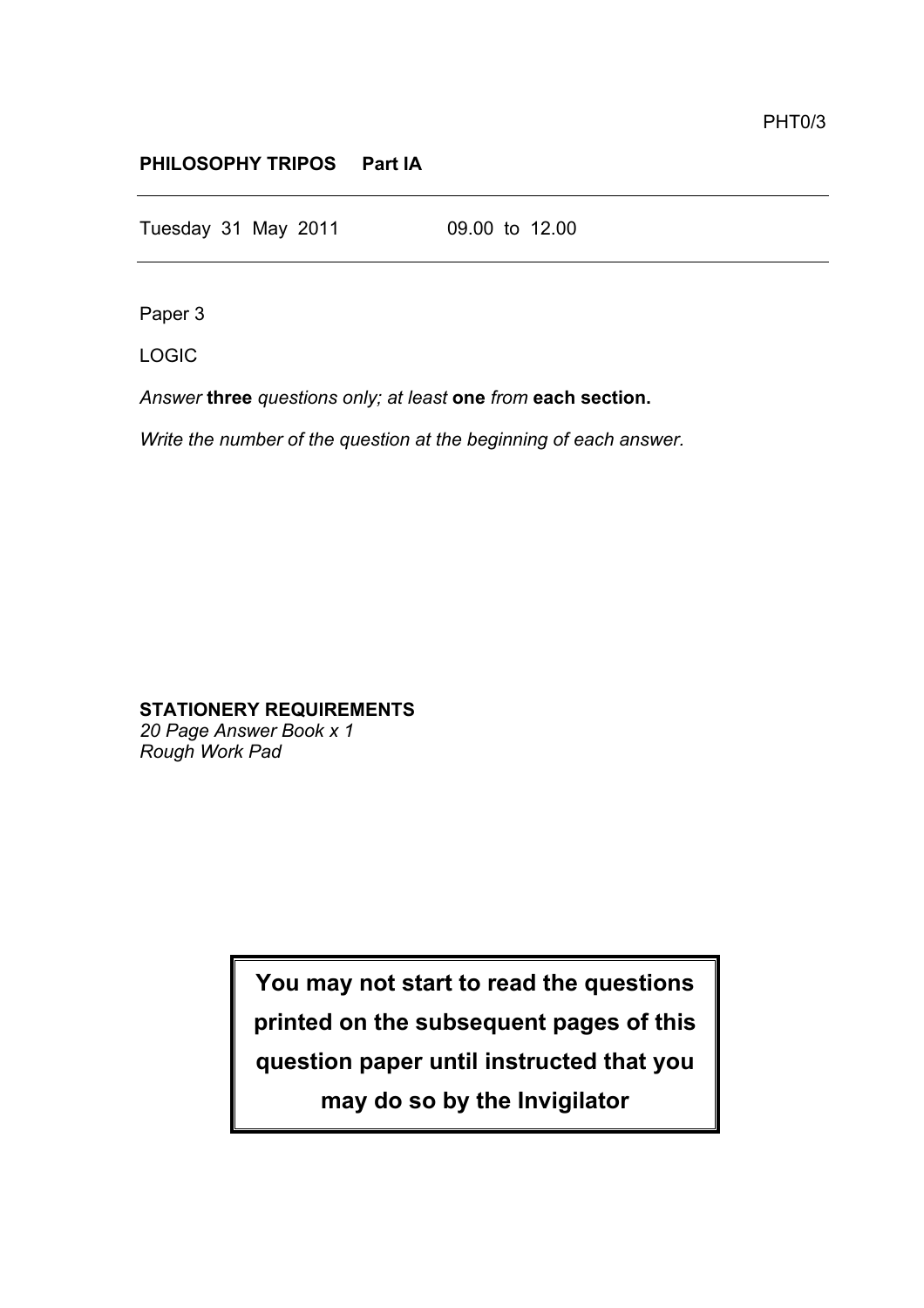PHT0/3

**PHILOSOPHY TRIPOS Part IA**

---

Tuesday 31 May 2011 09.00 to 12.00

---

Paper 3

LOGIC

*Answer* **three** *questions only; at least* **one** *from* **each section.**

*Write the number of the question at the beginning of each answer.*

**STATIONERY REQUIREMENTS**
*20 Page Answer Book x 1*
*Rough Work Pad*

**You may not start to read the questions printed on the subsequent pages of this question paper until instructed that you may do so by the Invigilator**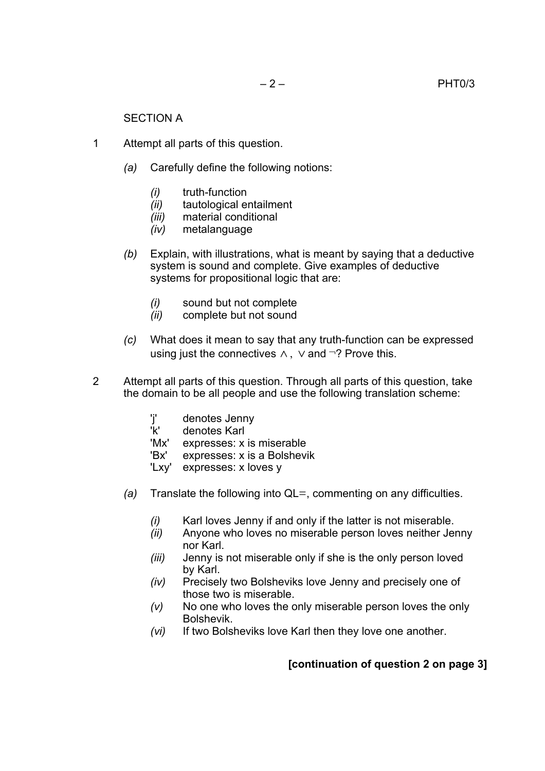## SECTION A

1 Attempt all parts of this question.

*(a)* Carefully define the following notions:

*(i)* truth-function
*(ii)* tautological entailment
*(iii)* material conditional
*(iv)* metalanguage

*(b)* Explain, with illustrations, what is meant by saying that a deductive system is sound and complete. Give examples of deductive systems for propositional logic that are:

*(i)* sound but not complete
*(ii)* complete but not sound

*(c)* What does it mean to say that any truth-function can be expressed using just the connectives $\wedge$, $\vee$ and $\neg$? Prove this.

2 Attempt all parts of this question. Through all parts of this question, take the domain to be all people and use the following translation scheme:

'j' denotes Jenny
'k' denotes Karl
'Mx' expresses: x is miserable
'Bx' expresses: x is a Bolshevik
'Lxy' expresses: x loves y

*(a)* Translate the following into QL=, commenting on any difficulties.

*(i)* Karl loves Jenny if and only if the latter is not miserable.
*(ii)* Anyone who loves no miserable person loves neither Jenny nor Karl.
*(iii)* Jenny is not miserable only if she is the only person loved by Karl.
*(iv)* Precisely two Bolsheviks love Jenny and precisely one of those two is miserable.
*(v)* No one who loves the only miserable person loves the only Bolshevik.
*(vi)* If two Bolsheviks love Karl then they love one another.

**[continuation of question 2 on page 3]**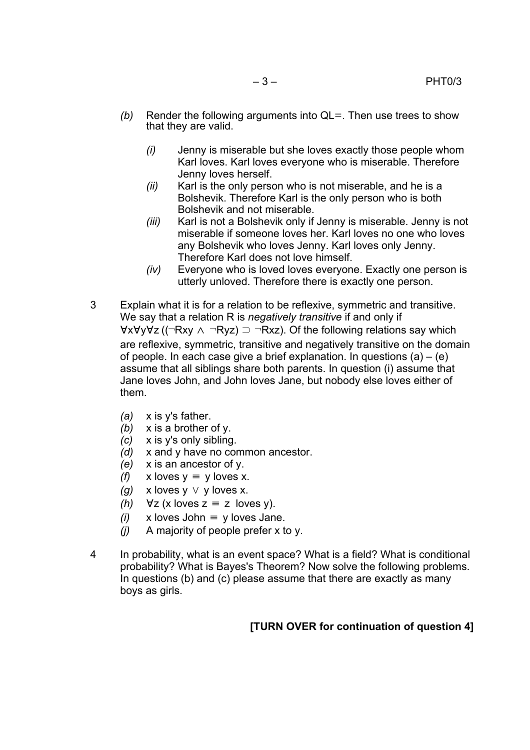*(b)* Render the following arguments into QL=. Then use trees to show that they are valid.

*(i)* Jenny is miserable but she loves exactly those people whom Karl loves. Karl loves everyone who is miserable. Therefore Jenny loves herself.

*(ii)* Karl is the only person who is not miserable, and he is a Bolshevik. Therefore Karl is the only person who is both Bolshevik and not miserable.

*(iii)* Karl is not a Bolshevik only if Jenny is miserable. Jenny is not miserable if someone loves her. Karl loves no one who loves any Bolshevik who loves Jenny. Karl loves only Jenny. Therefore Karl does not love himself.

*(iv)* Everyone who is loved loves everyone. Exactly one person is utterly unloved. Therefore there is exactly one person.

3 Explain what it is for a relation to be reflexive, symmetric and transitive. We say that a relation R is *negatively transitive* if and only if $\forall x \forall y \forall z\,((\neg Rxy \wedge \neg Ryz) \supset \neg Rxz)$. Of the following relations say which are reflexive, symmetric, transitive and negatively transitive on the domain of people. In each case give a brief explanation. In questions (a) – (e) assume that all siblings share both parents. In question (i) assume that Jane loves John, and John loves Jane, but nobody else loves either of them.

*(a)* x is y's father.

*(b)* x is a brother of y.

*(c)* x is y's only sibling.

*(d)* x and y have no common ancestor.

*(e)* x is an ancestor of y.

*(f)* x loves y $\equiv$ y loves x.

*(g)* x loves y $\vee$ y loves x.

*(h)* $\forall z$ (x loves z $\equiv$ z loves y).

*(i)* x loves John $\equiv$ y loves Jane.

*(j)* A majority of people prefer x to y.

4 In probability, what is an event space? What is a field? What is conditional probability? What is Bayes's Theorem? Now solve the following problems. In questions (b) and (c) please assume that there are exactly as many boys as girls.

**[TURN OVER for continuation of question 4]**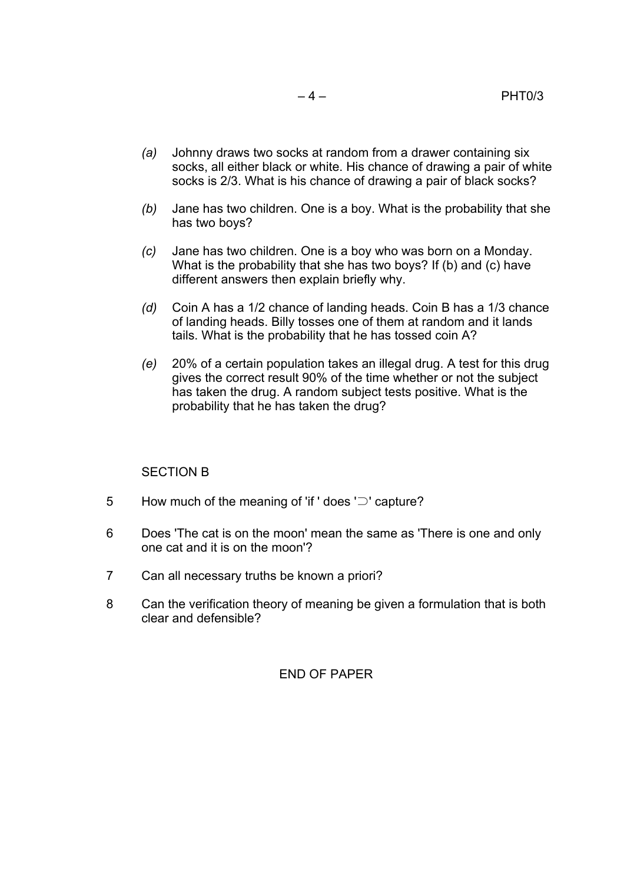*(a)* Johnny draws two socks at random from a drawer containing six socks, all either black or white. His chance of drawing a pair of white socks is 2/3. What is his chance of drawing a pair of black socks?

*(b)* Jane has two children. One is a boy. What is the probability that she has two boys?

*(c)* Jane has two children. One is a boy who was born on a Monday. What is the probability that she has two boys? If (b) and (c) have different answers then explain briefly why.

*(d)* Coin A has a 1/2 chance of landing heads. Coin B has a 1/3 chance of landing heads. Billy tosses one of them at random and it lands tails. What is the probability that he has tossed coin A?

*(e)* 20% of a certain population takes an illegal drug. A test for this drug gives the correct result 90% of the time whether or not the subject has taken the drug. A random subject tests positive. What is the probability that he has taken the drug?

## SECTION B

5 How much of the meaning of 'if ' does '$\supset$' capture?

6 Does 'The cat is on the moon' mean the same as 'There is one and only one cat and it is on the moon'?

7 Can all necessary truths be known a priori?

8 Can the verification theory of meaning be given a formulation that is both clear and defensible?

END OF PAPER